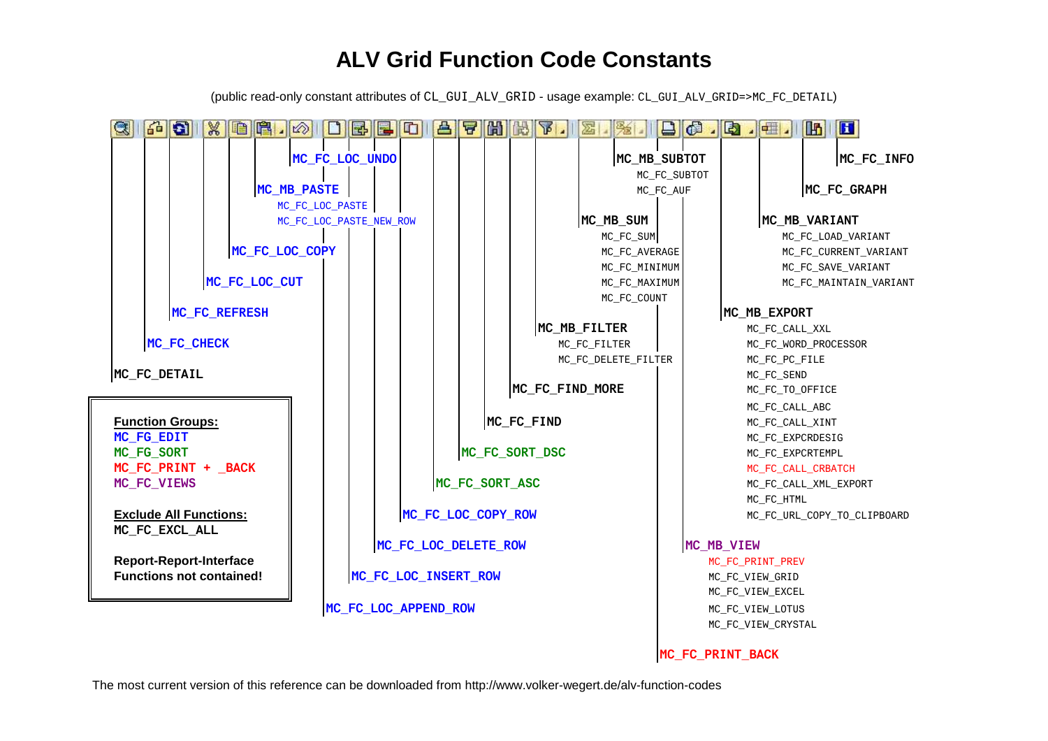# ALV Grid Function Code Constants

(public read-only constant attributes of CL_GUI_ALV_GRID - usage example: CL_GUI_ALV_GRID=>MC_FC_DETAIL)

**MC_FC_DETAIL**

**MC_FC_CHECK**

**MC_FC_REFRESH**

**MC_FC_LOC_CUT**

**MC_FC_LOC_COPY**

**MC_MB_PASTE**
- MC_FC_LOC_PASTE
- MC_FC_LOC_PASTE_NEW_ROW

**MC_FC_LOC_UNDO**

**MC_FC_LOC_APPEND_ROW**

**MC_FC_LOC_INSERT_ROW**

**MC_FC_LOC_DELETE_ROW**

**MC_FC_LOC_COPY_ROW**

**MC_FC_SORT_ASC**

**MC_FC_SORT_DSC**

**MC_FC_FIND**

**MC_FC_FIND_MORE**

**MC_MB_FILTER**
- MC_FC_FILTER
- MC_FC_DELETE_FILTER

**MC_MB_SUM**
- MC_FC_SUM
- MC_FC_AVERAGE
- MC_FC_MINIMUM
- MC_FC_MAXIMUM
- MC_FC_COUNT

**MC_MB_SUBTOT**
- MC_FC_SUBTOT
- MC_FC_AUF

**MC_FC_PRINT_BACK**

**MC_MB_VIEW**
- MC_FC_PRINT_PREV
- MC_FC_VIEW_GRID
- MC_FC_VIEW_EXCEL
- MC_FC_VIEW_LOTUS
- MC_FC_VIEW_CRYSTAL

**MC_MB_EXPORT**
- MC_FC_CALL_XXL
- MC_FC_WORD_PROCESSOR
- MC_FC_PC_FILE
- MC_FC_SEND
- MC_FC_TO_OFFICE
- MC_FC_CALL_ABC
- MC_FC_CALL_XINT
- MC_FC_EXPCRDESIG
- MC_FC_EXPCRTEMPL
- MC_FC_CALL_CRBATCH
- MC_FC_CALL_XML_EXPORT
- MC_FC_HTML
- MC_FC_URL_COPY_TO_CLIPBOARD

**MC_MB_VARIANT**
- MC_FC_LOAD_VARIANT
- MC_FC_CURRENT_VARIANT
- MC_FC_SAVE_VARIANT
- MC_FC_MAINTAIN_VARIANT

**MC_FC_GRAPH**

**MC_FC_INFO**

---

**Function Groups:**

MC_FG_EDIT
MC_FG_SORT
MC_FC_PRINT + _BACK
MC_FC_VIEWS

**Exclude All Functions:**

MC_FC_EXCL_ALL

**Report-Report-Interface Functions not contained!**

---

The most current version of this reference can be downloaded from http://www.volker-wegert.de/alv-function-codes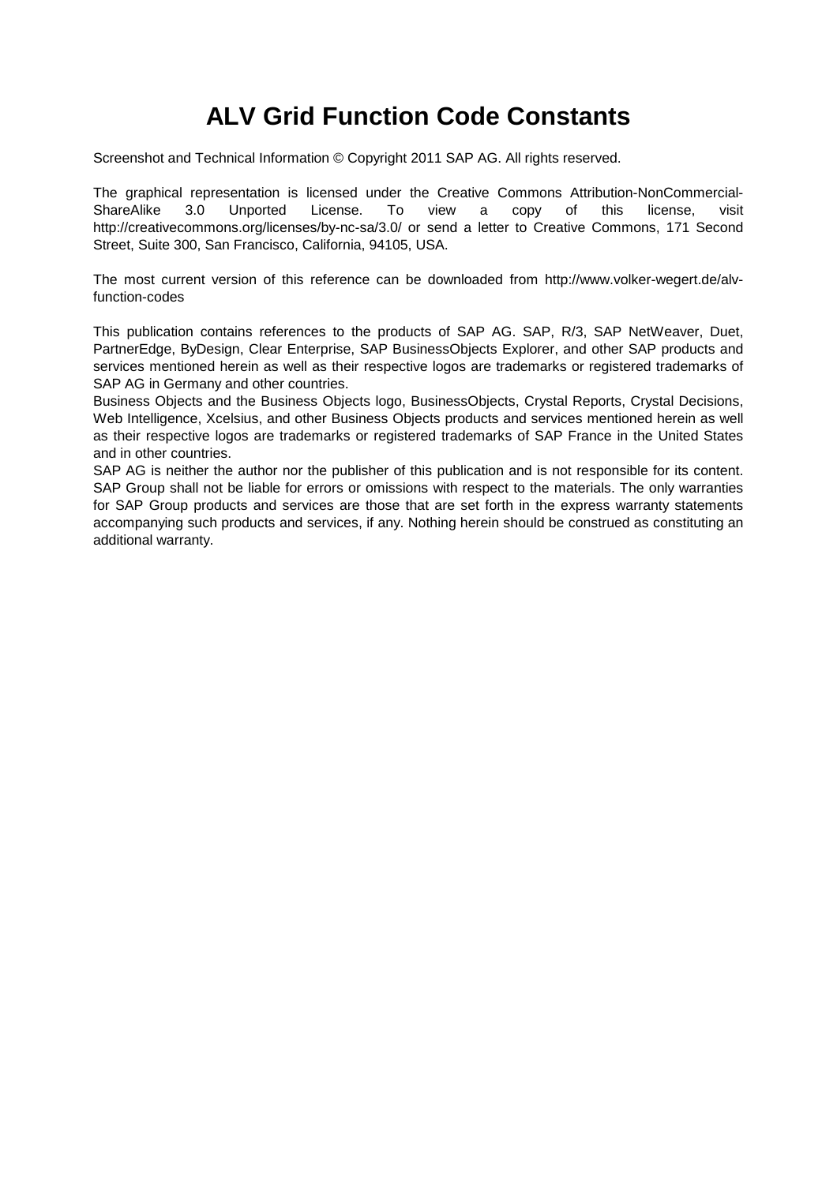# ALV Grid Function Code Constants

Screenshot and Technical Information © Copyright 2011 SAP AG. All rights reserved.

The graphical representation is licensed under the Creative Commons Attribution-NonCommercial-ShareAlike 3.0 Unported License. To view a copy of this license, visit http://creativecommons.org/licenses/by-nc-sa/3.0/ or send a letter to Creative Commons, 171 Second Street, Suite 300, San Francisco, California, 94105, USA.

The most current version of this reference can be downloaded from http://www.volker-wegert.de/alv-function-codes

This publication contains references to the products of SAP AG. SAP, R/3, SAP NetWeaver, Duet, PartnerEdge, ByDesign, Clear Enterprise, SAP BusinessObjects Explorer, and other SAP products and services mentioned herein as well as their respective logos are trademarks or registered trademarks of SAP AG in Germany and other countries.
Business Objects and the Business Objects logo, BusinessObjects, Crystal Reports, Crystal Decisions, Web Intelligence, Xcelsius, and other Business Objects products and services mentioned herein as well as their respective logos are trademarks or registered trademarks of SAP France in the United States and in other countries.
SAP AG is neither the author nor the publisher of this publication and is not responsible for its content. SAP Group shall not be liable for errors or omissions with respect to the materials. The only warranties for SAP Group products and services are those that are set forth in the express warranty statements accompanying such products and services, if any. Nothing herein should be construed as constituting an additional warranty.